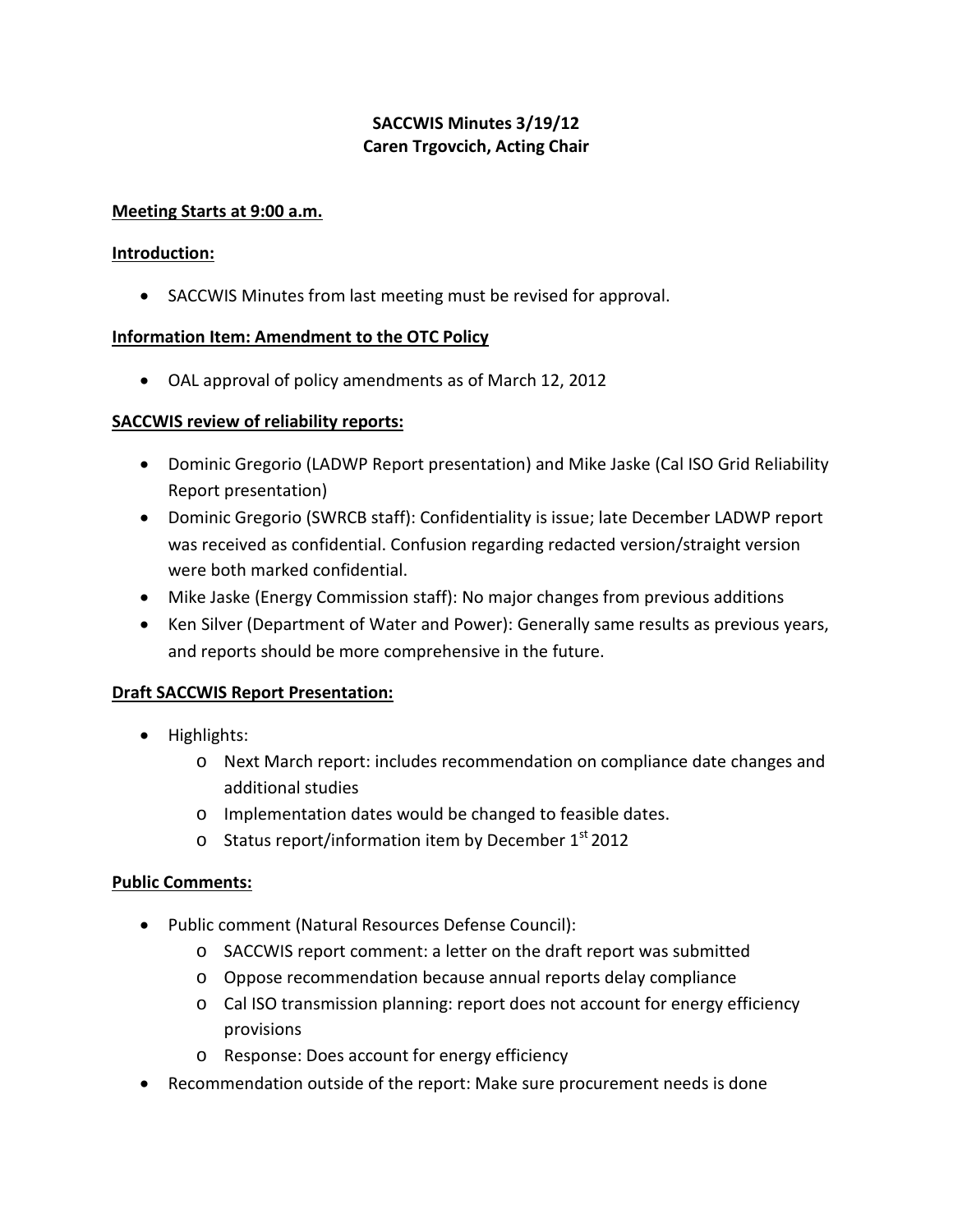**SACCWIS Minutes 3/19/12**
**Caren Trgovcich, Acting Chair**

**Meeting Starts at 9:00 a.m.**

**Introduction:**

- SACCWIS Minutes from last meeting must be revised for approval.

**Information Item: Amendment to the OTC Policy**

- OAL approval of policy amendments as of March 12, 2012

**SACCWIS review of reliability reports:**

- Dominic Gregorio (LADWP Report presentation) and Mike Jaske (Cal ISO Grid Reliability Report presentation)
- Dominic Gregorio (SWRCB staff): Confidentiality is issue; late December LADWP report was received as confidential. Confusion regarding redacted version/straight version were both marked confidential.
- Mike Jaske (Energy Commission staff): No major changes from previous additions
- Ken Silver (Department of Water and Power): Generally same results as previous years, and reports should be more comprehensive in the future.

**Draft SACCWIS Report Presentation:**

- Highlights:
  - Next March report: includes recommendation on compliance date changes and additional studies
  - Implementation dates would be changed to feasible dates.
  - Status report/information item by December 1st 2012

**Public Comments:**

- Public comment (Natural Resources Defense Council):
  - SACCWIS report comment: a letter on the draft report was submitted
  - Oppose recommendation because annual reports delay compliance
  - Cal ISO transmission planning: report does not account for energy efficiency provisions
  - Response: Does account for energy efficiency
- Recommendation outside of the report: Make sure procurement needs is done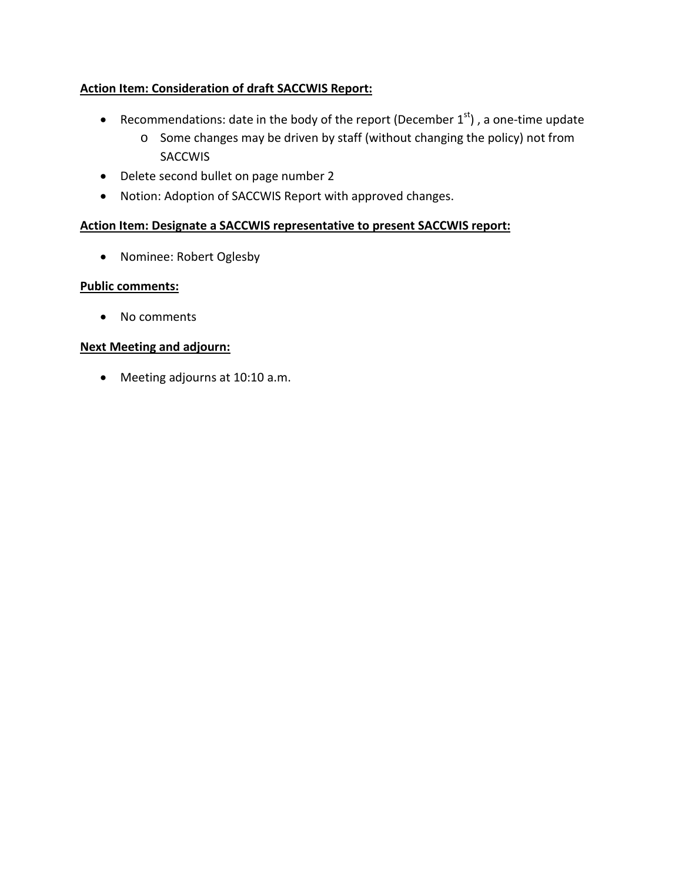**Action Item: Consideration of draft SACCWIS Report:**

- Recommendations: date in the body of the report (December $1^{st}$) , a one-time update
  - Some changes may be driven by staff (without changing the policy) not from SACCWIS
- Delete second bullet on page number 2
- Notion: Adoption of SACCWIS Report with approved changes.

**Action Item: Designate a SACCWIS representative to present SACCWIS report:**

- Nominee: Robert Oglesby

**Public comments:**

- No comments

**Next Meeting and adjourn:**

- Meeting adjourns at 10:10 a.m.